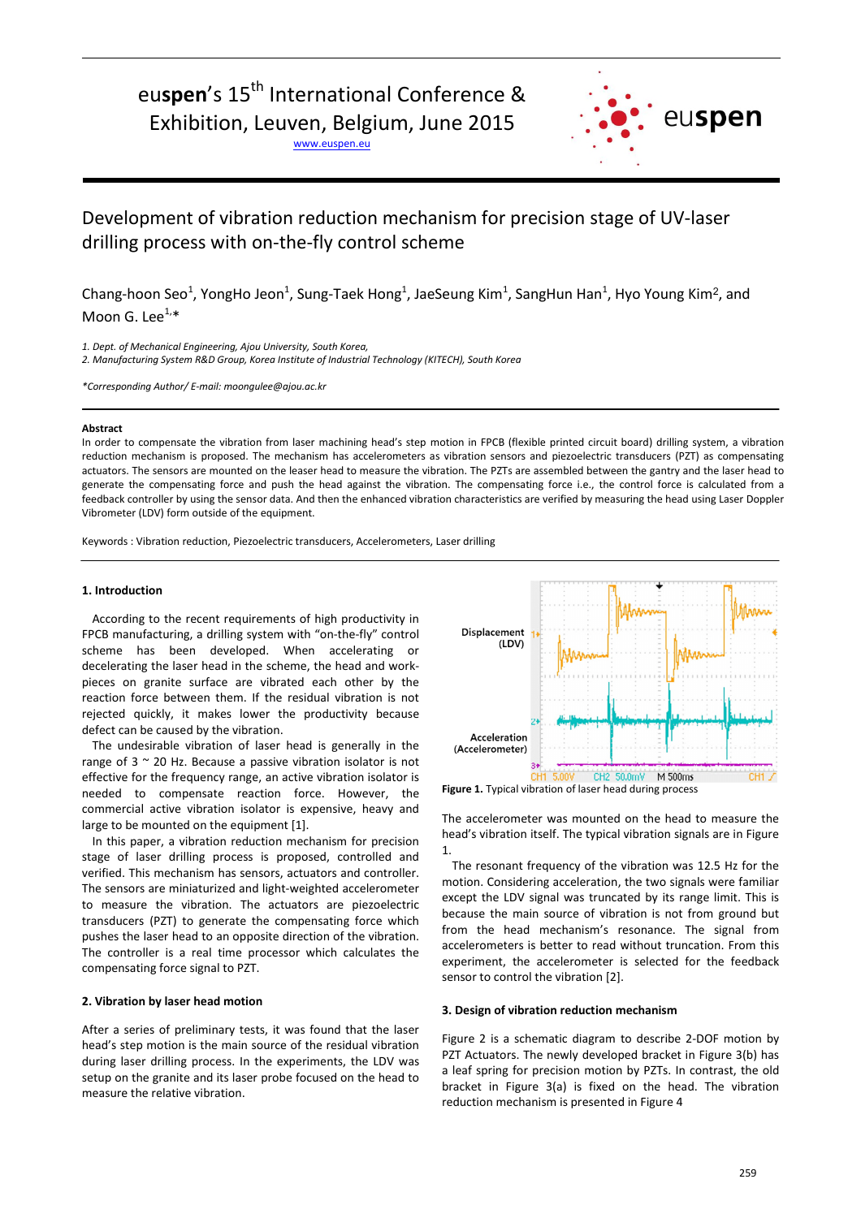# Development of vibration reduction mechanism for precision stage of UV-laser drilling process with on-the-fly control scheme

Chang-hoon Seo[1], YongHo Jeon[1], Sung-Taek Hong[1], JaeSeung Kim[1], SangHun Han[1], Hyo Young Kim[2], and Moon G. Lee[1,*]

*1. Dept. of Mechanical Engineering, Ajou University, South Korea,*
*2. Manufacturing System R&D Group, Korea Institute of Industrial Technology (KITECH), South Korea*

*\*Corresponding Author/ E-mail: moongulee@ajou.ac.kr*

**Abstract**

In order to compensate the vibration from laser machining head's step motion in FPCB (flexible printed circuit board) drilling system, a vibration reduction mechanism is proposed. The mechanism has accelerometers as vibration sensors and piezoelectric transducers (PZT) as compensating actuators. The sensors are mounted on the leaser head to measure the vibration. The PZTs are assembled between the gantry and the laser head to generate the compensating force and push the head against the vibration. The compensating force i.e., the control force is calculated from a feedback controller by using the sensor data. And then the enhanced vibration characteristics are verified by measuring the head using Laser Doppler Vibrometer (LDV) form outside of the equipment.

Keywords : Vibration reduction, Piezoelectric transducers, Accelerometers, Laser drilling

## 1. Introduction

According to the recent requirements of high productivity in FPCB manufacturing, a drilling system with "on-the-fly" control scheme has been developed. When accelerating or decelerating the laser head in the scheme, the head and work-pieces on granite surface are vibrated each other by the reaction force between them. If the residual vibration is not rejected quickly, it makes lower the productivity because defect can be caused by the vibration.

The undesirable vibration of laser head is generally in the range of 3 ~ 20 Hz. Because a passive vibration isolator is not effective for the frequency range, an active vibration isolator is needed to compensate reaction force. However, the commercial active vibration isolator is expensive, heavy and large to be mounted on the equipment [1].

In this paper, a vibration reduction mechanism for precision stage of laser drilling process is proposed, controlled and verified. This mechanism has sensors, actuators and controller. The sensors are miniaturized and light-weighted accelerometer to measure the vibration. The actuators are piezoelectric transducers (PZT) to generate the compensating force which pushes the laser head to an opposite direction of the vibration. The controller is a real time processor which calculates the compensating force signal to PZT.

## 2. Vibration by laser head motion

After a series of preliminary tests, it was found that the laser head's step motion is the main source of the residual vibration during laser drilling process. In the experiments, the LDV was setup on the granite and its laser probe focused on the head to measure the relative vibration.

**Figure 1.** Typical vibration of laser head during process

The accelerometer was mounted on the head to measure the head's vibration itself. The typical vibration signals are in Figure 1.

The resonant frequency of the vibration was 12.5 Hz for the motion. Considering acceleration, the two signals were familiar except the LDV signal was truncated by its range limit. This is because the main source of vibration is not from ground but from the head mechanism's resonance. The signal from accelerometers is better to read without truncation. From this experiment, the accelerometer is selected for the feedback sensor to control the vibration [2].

## 3. Design of vibration reduction mechanism

Figure 2 is a schematic diagram to describe 2-DOF motion by PZT Actuators. The newly developed bracket in Figure 3(b) has a leaf spring for precision motion by PZTs. In contrast, the old bracket in Figure 3(a) is fixed on the head. The vibration reduction mechanism is presented in Figure 4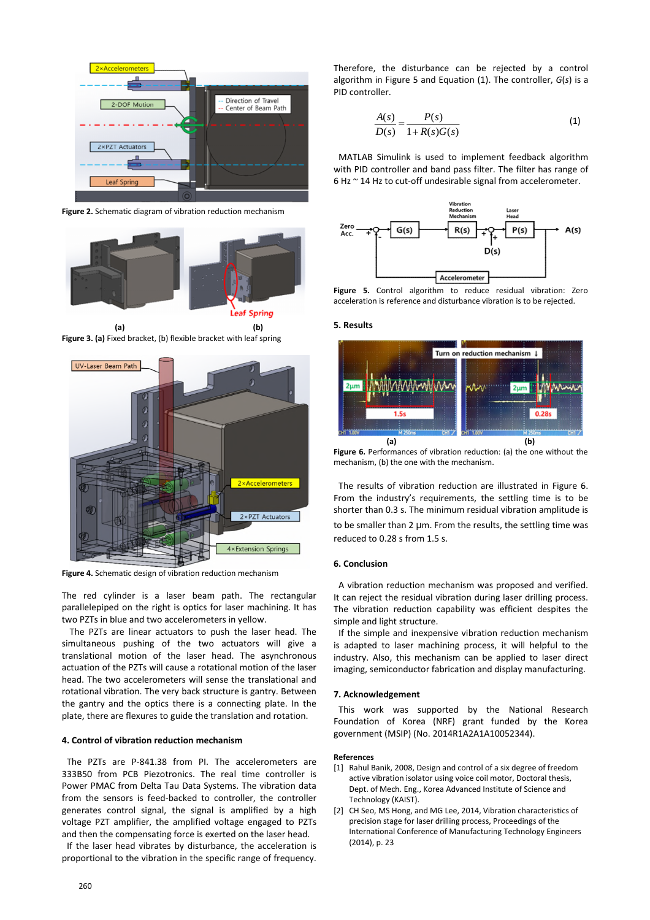Figure 2. Schematic diagram of vibration reduction mechanism

Figure 3. (a) Fixed bracket, (b) flexible bracket with leaf spring

Figure 4. Schematic design of vibration reduction mechanism

The red cylinder is a laser beam path. The rectangular parallelepiped on the right is optics for laser machining. It has two PZTs in blue and two accelerometers in yellow.

The PZTs are linear actuators to push the laser head. The simultaneous pushing of the two actuators will give a translational motion of the laser head. The asynchronous actuation of the PZTs will cause a rotational motion of the laser head. The two accelerometers will sense the translational and rotational vibration. The very back structure is gantry. Between the gantry and the optics there is a connecting plate. In the plate, there are flexures to guide the translation and rotation.

## 4. Control of vibration reduction mechanism

The PZTs are P-841.38 from PI. The accelerometers are 333B50 from PCB Piezotronics. The real time controller is Power PMAC from Delta Tau Data Systems. The vibration data from the sensors is feed-backed to controller, the controller generates control signal, the signal is amplified by a high voltage PZT amplifier, the amplified voltage engaged to PZTs and then the compensating force is exerted on the laser head.

If the laser head vibrates by disturbance, the acceleration is proportional to the vibration in the specific range of frequency. Therefore, the disturbance can be rejected by a control algorithm in Figure 5 and Equation (1). The controller, $G(s)$ is a PID controller.

$$\frac{A(s)}{D(s)} = \frac{P(s)}{1+R(s)G(s)} \tag{1}$$

MATLAB Simulink is used to implement feedback algorithm with PID controller and band pass filter. The filter has range of 6 Hz ~ 14 Hz to cut-off undesirable signal from accelerometer.

Figure 5. Control algorithm to reduce residual vibration: Zero acceleration is reference and disturbance vibration is to be rejected.

## 5. Results

Figure 6. Performances of vibration reduction: (a) the one without the mechanism, (b) the one with the mechanism.

The results of vibration reduction are illustrated in Figure 6. From the industry's requirements, the settling time is to be shorter than 0.3 s. The minimum residual vibration amplitude is to be smaller than 2 μm. From the results, the settling time was reduced to 0.28 s from 1.5 s.

## 6. Conclusion

A vibration reduction mechanism was proposed and verified. It can reject the residual vibration during laser drilling process. The vibration reduction capability was efficient despites the simple and light structure.

If the simple and inexpensive vibration reduction mechanism is adapted to laser machining process, it will helpful to the industry. Also, this mechanism can be applied to laser direct imaging, semiconductor fabrication and display manufacturing.

## 7. Acknowledgement

This work was supported by the National Research Foundation of Korea (NRF) grant funded by the Korea government (MSIP) (No. 2014R1A2A1A10052344).

## References

[1] Rahul Banik, 2008, Design and control of a six degree of freedom active vibration isolator using voice coil motor, Doctoral thesis, Dept. of Mech. Eng., Korea Advanced Institute of Science and Technology (KAIST).

[2] CH Seo, MS Hong, and MG Lee, 2014, Vibration characteristics of precision stage for laser drilling process, Proceedings of the International Conference of Manufacturing Technology Engineers (2014), p. 23